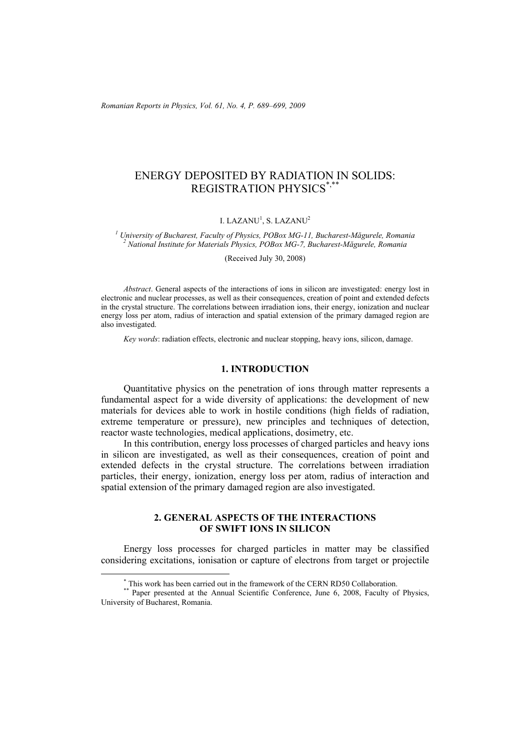# ENERGY DEPOSITED BY RADIATION IN SOLIDS: REGISTRATION PHYSICS[*,**]

I. LAZANU[1], S. LAZANU[2]

[1] *University of Bucharest, Faculty of Physics, POBox MG-11, Bucharest-Măgurele, Romania*
[2] *National Institute for Materials Physics, POBox MG-7, Bucharest-Măgurele, Romania*

(Received July 30, 2008)

*Abstract*. General aspects of the interactions of ions in silicon are investigated: energy lost in electronic and nuclear processes, as well as their consequences, creation of point and extended defects in the crystal structure. The correlations between irradiation ions, their energy, ionization and nuclear energy loss per atom, radius of interaction and spatial extension of the primary damaged region are also investigated.

*Key words*: radiation effects, electronic and nuclear stopping, heavy ions, silicon, damage.

## 1. INTRODUCTION

Quantitative physics on the penetration of ions through matter represents a fundamental aspect for a wide diversity of applications: the development of new materials for devices able to work in hostile conditions (high fields of radiation, extreme temperature or pressure), new principles and techniques of detection, reactor waste technologies, medical applications, dosimetry, etc.

In this contribution, energy loss processes of charged particles and heavy ions in silicon are investigated, as well as their consequences, creation of point and extended defects in the crystal structure. The correlations between irradiation particles, their energy, ionization, energy loss per atom, radius of interaction and spatial extension of the primary damaged region are also investigated.

## 2. GENERAL ASPECTS OF THE INTERACTIONS OF SWIFT IONS IN SILICON

Energy loss processes for charged particles in matter may be classified considering excitations, ionisation or capture of electrons from target or projectile

[*] This work has been carried out in the framework of the CERN RD50 Collaboration.
[**] Paper presented at the Annual Scientific Conference, June 6, 2008, Faculty of Physics, University of Bucharest, Romania.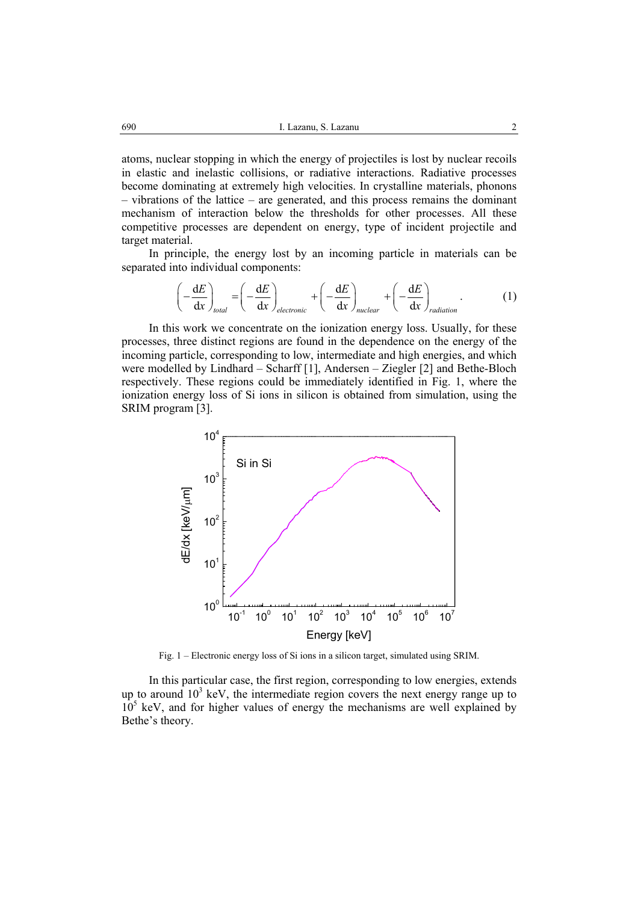atoms, nuclear stopping in which the energy of projectiles is lost by nuclear recoils in elastic and inelastic collisions, or radiative interactions. Radiative processes become dominating at extremely high velocities. In crystalline materials, phonons – vibrations of the lattice – are generated, and this process remains the dominant mechanism of interaction below the thresholds for other processes. All these competitive processes are dependent on energy, type of incident projectile and target material.

In principle, the energy lost by an incoming particle in materials can be separated into individual components:

$$\left(-\frac{\mathrm{d}E}{\mathrm{d}x}\right)_{total} = \left(-\frac{\mathrm{d}E}{\mathrm{d}x}\right)_{electronic} + \left(-\frac{\mathrm{d}E}{\mathrm{d}x}\right)_{nuclear} + \left(-\frac{\mathrm{d}E}{\mathrm{d}x}\right)_{radiation}. \quad (1)$$

In this work we concentrate on the ionization energy loss. Usually, for these processes, three distinct regions are found in the dependence on the energy of the incoming particle, corresponding to low, intermediate and high energies, and which were modelled by Lindhard – Scharff [1], Andersen – Ziegler [2] and Bethe-Bloch respectively. These regions could be immediately identified in Fig. 1, where the ionization energy loss of Si ions in silicon is obtained from simulation, using the SRIM program [3].

Fig. 1 – Electronic energy loss of Si ions in a silicon target, simulated using SRIM.

In this particular case, the first region, corresponding to low energies, extends up to around $10^3$ keV, the intermediate region covers the next energy range up to $10^5$ keV, and for higher values of energy the mechanisms are well explained by Bethe's theory.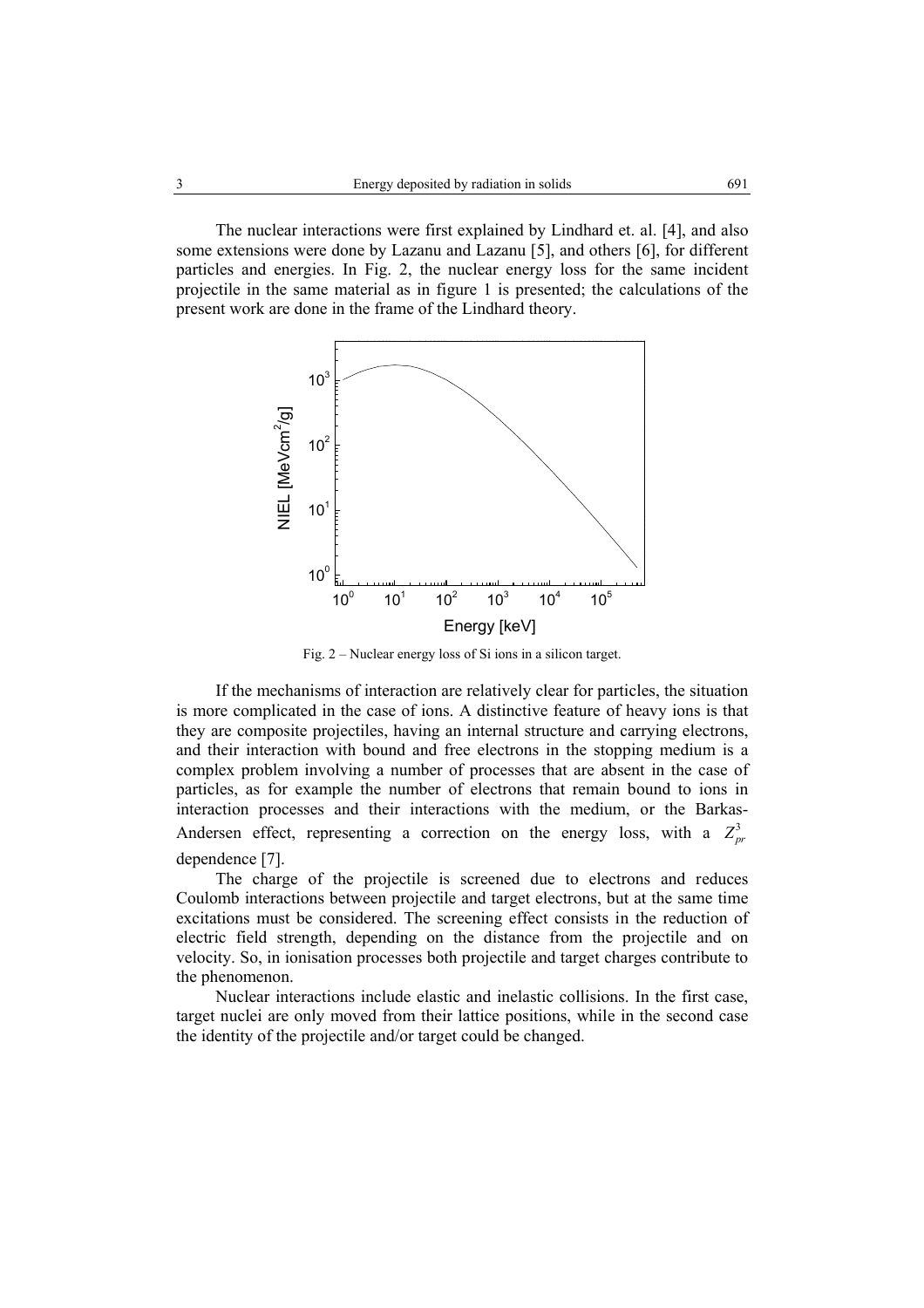The nuclear interactions were first explained by Lindhard et. al. [4], and also some extensions were done by Lazanu and Lazanu [5], and others [6], for different particles and energies. In Fig. 2, the nuclear energy loss for the same incident projectile in the same material as in figure 1 is presented; the calculations of the present work are done in the frame of the Lindhard theory.

Fig. 2 – Nuclear energy loss of Si ions in a silicon target.

If the mechanisms of interaction are relatively clear for particles, the situation is more complicated in the case of ions. A distinctive feature of heavy ions is that they are composite projectiles, having an internal structure and carrying electrons, and their interaction with bound and free electrons in the stopping medium is a complex problem involving a number of processes that are absent in the case of particles, as for example the number of electrons that remain bound to ions in interaction processes and their interactions with the medium, or the Barkas-Andersen effect, representing a correction on the energy loss, with a $Z_{pr}^{3}$ dependence [7].

The charge of the projectile is screened due to electrons and reduces Coulomb interactions between projectile and target electrons, but at the same time excitations must be considered. The screening effect consists in the reduction of electric field strength, depending on the distance from the projectile and on velocity. So, in ionisation processes both projectile and target charges contribute to the phenomenon.

Nuclear interactions include elastic and inelastic collisions. In the first case, target nuclei are only moved from their lattice positions, while in the second case the identity of the projectile and/or target could be changed.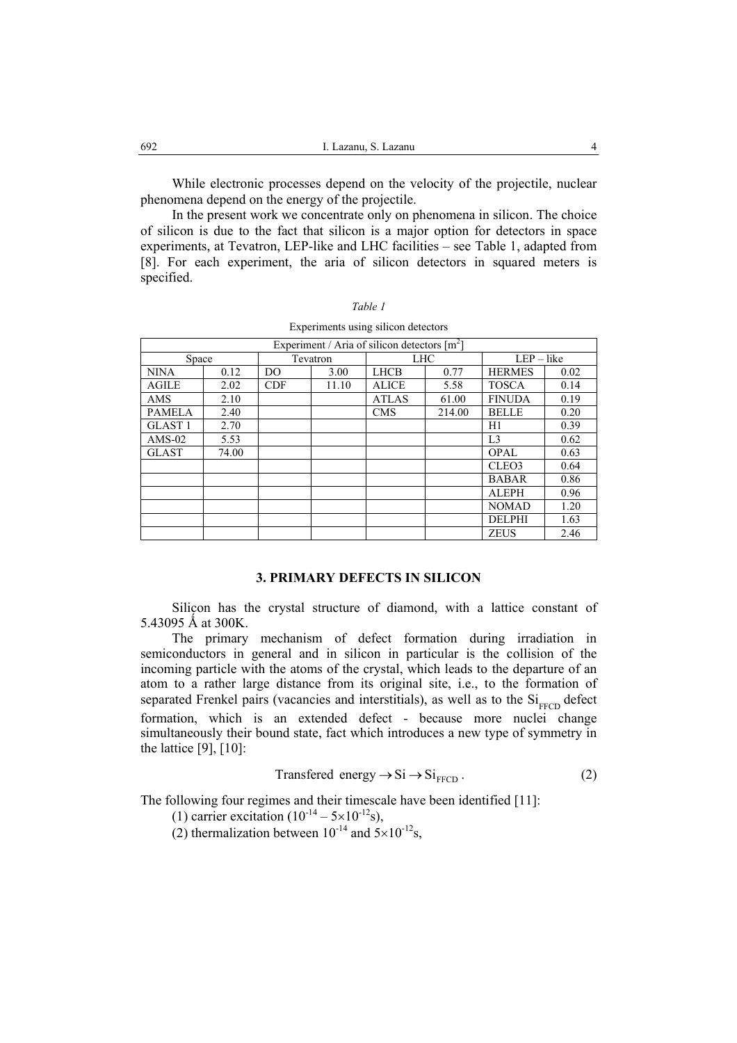While electronic processes depend on the velocity of the projectile, nuclear phenomena depend on the energy of the projectile.

In the present work we concentrate only on phenomena in silicon. The choice of silicon is due to the fact that silicon is a major option for detectors in space experiments, at Tevatron, LEP-like and LHC facilities – see Table 1, adapted from [8]. For each experiment, the aria of silicon detectors in squared meters is specified.

*Table 1*

Experiments using silicon detectors

| Experiment / Aria of silicon detectors [$m^2$] | | | | | | | |
|---|---|---|---|---|---|---|---|
| Space | | Tevatron | | LHC | | LEP – like | |
| NINA | 0.12 | DO | 3.00 | LHCB | 0.77 | HERMES | 0.02 |
| AGILE | 2.02 | CDF | 11.10 | ALICE | 5.58 | TOSCA | 0.14 |
| AMS | 2.10 | | | ATLAS | 61.00 | FINUDA | 0.19 |
| PAMELA | 2.40 | | | CMS | 214.00 | BELLE | 0.20 |
| GLAST 1 | 2.70 | | | | | H1 | 0.39 |
| AMS-02 | 5.53 | | | | | L3 | 0.62 |
| GLAST | 74.00 | | | | | OPAL | 0.63 |
| | | | | | | CLEO3 | 0.64 |
| | | | | | | BABAR | 0.86 |
| | | | | | | ALEPH | 0.96 |
| | | | | | | NOMAD | 1.20 |
| | | | | | | DELPHI | 1.63 |
| | | | | | | ZEUS | 2.46 |

## 3. PRIMARY DEFECTS IN SILICON

Silicon has the crystal structure of diamond, with a lattice constant of 5.43095 Å at 300K.

The primary mechanism of defect formation during irradiation in semiconductors in general and in silicon in particular is the collision of the incoming particle with the atoms of the crystal, which leads to the departure of an atom to a rather large distance from its original site, i.e., to the formation of separated Frenkel pairs (vacancies and interstitials), as well as to the $Si_{FFCD}$ defect formation, which is an extended defect - because more nuclei change simultaneously their bound state, fact which introduces a new type of symmetry in the lattice [9], [10]:

$$\text{Transfered energy} \rightarrow \text{Si} \rightarrow \text{Si}_{\text{FFCD}} . \tag{2}$$

The following four regimes and their timescale have been identified [11]:

(1) carrier excitation ($10^{-14} – 5\times10^{-12}$s),

(2) thermalization between $10^{-14}$ and $5\times10^{-12}$s,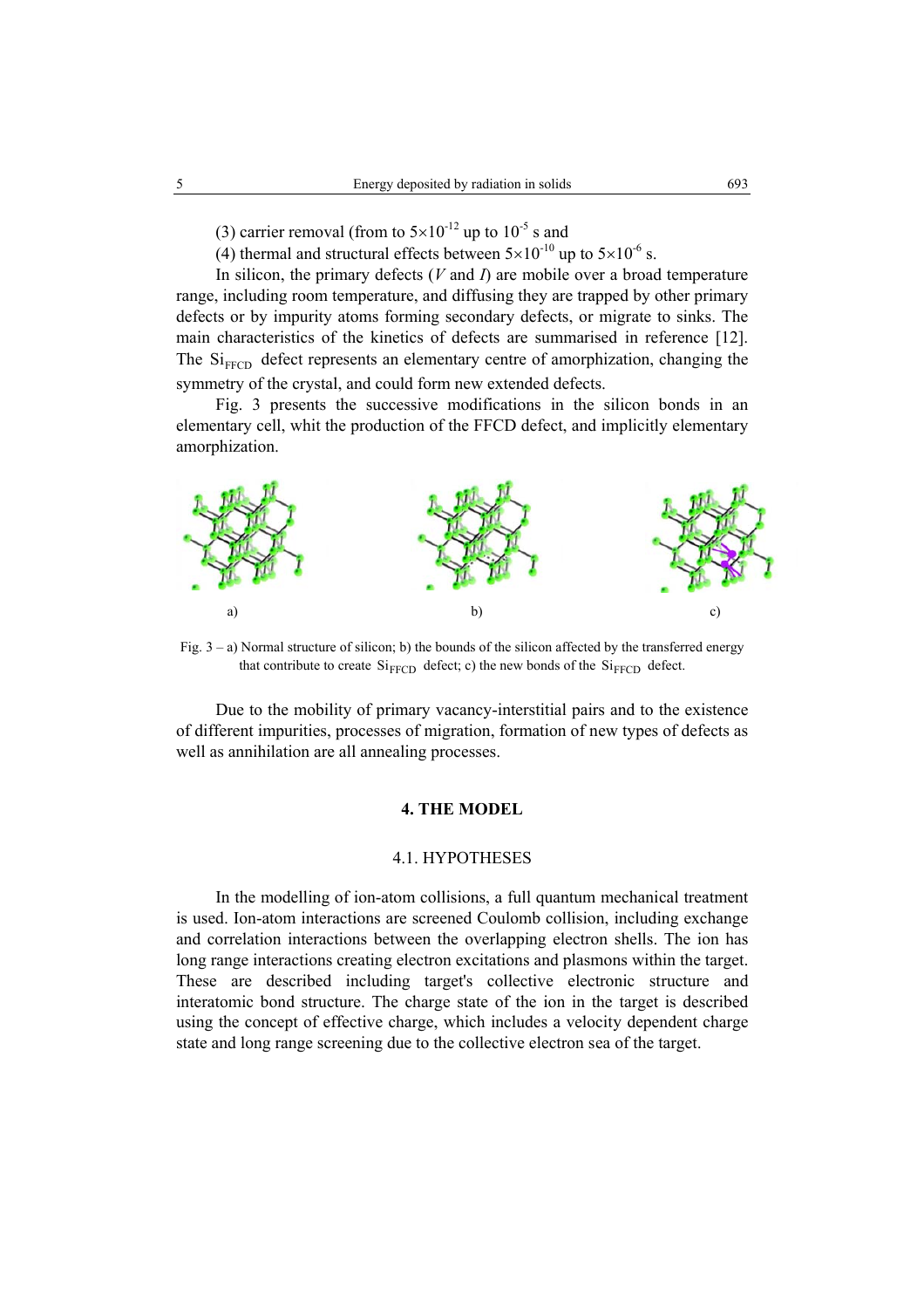(3) carrier removal (from to $5\times10^{-12}$ up to $10^{-5}$ s and

(4) thermal and structural effects between $5\times10^{-10}$ up to $5\times10^{-6}$ s.

In silicon, the primary defects (*V* and *I*) are mobile over a broad temperature range, including room temperature, and diffusing they are trapped by other primary defects or by impurity atoms forming secondary defects, or migrate to sinks. The main characteristics of the kinetics of defects are summarised in reference [12]. The $Si_{FFCD}$ defect represents an elementary centre of amorphization, changing the symmetry of the crystal, and could form new extended defects.

Fig. 3 presents the successive modifications in the silicon bonds in an elementary cell, whit the production of the FFCD defect, and implicitly elementary amorphization.

a) b) c)

Fig. 3 – a) Normal structure of silicon; b) the bounds of the silicon affected by the transferred energy that contribute to create $Si_{FFCD}$ defect; c) the new bonds of the $Si_{FFCD}$ defect.

Due to the mobility of primary vacancy-interstitial pairs and to the existence of different impurities, processes of migration, formation of new types of defects as well as annihilation are all annealing processes.

## 4. THE MODEL

### 4.1. HYPOTHESES

In the modelling of ion-atom collisions, a full quantum mechanical treatment is used. Ion-atom interactions are screened Coulomb collision, including exchange and correlation interactions between the overlapping electron shells. The ion has long range interactions creating electron excitations and plasmons within the target. These are described including target's collective electronic structure and interatomic bond structure. The charge state of the ion in the target is described using the concept of effective charge, which includes a velocity dependent charge state and long range screening due to the collective electron sea of the target.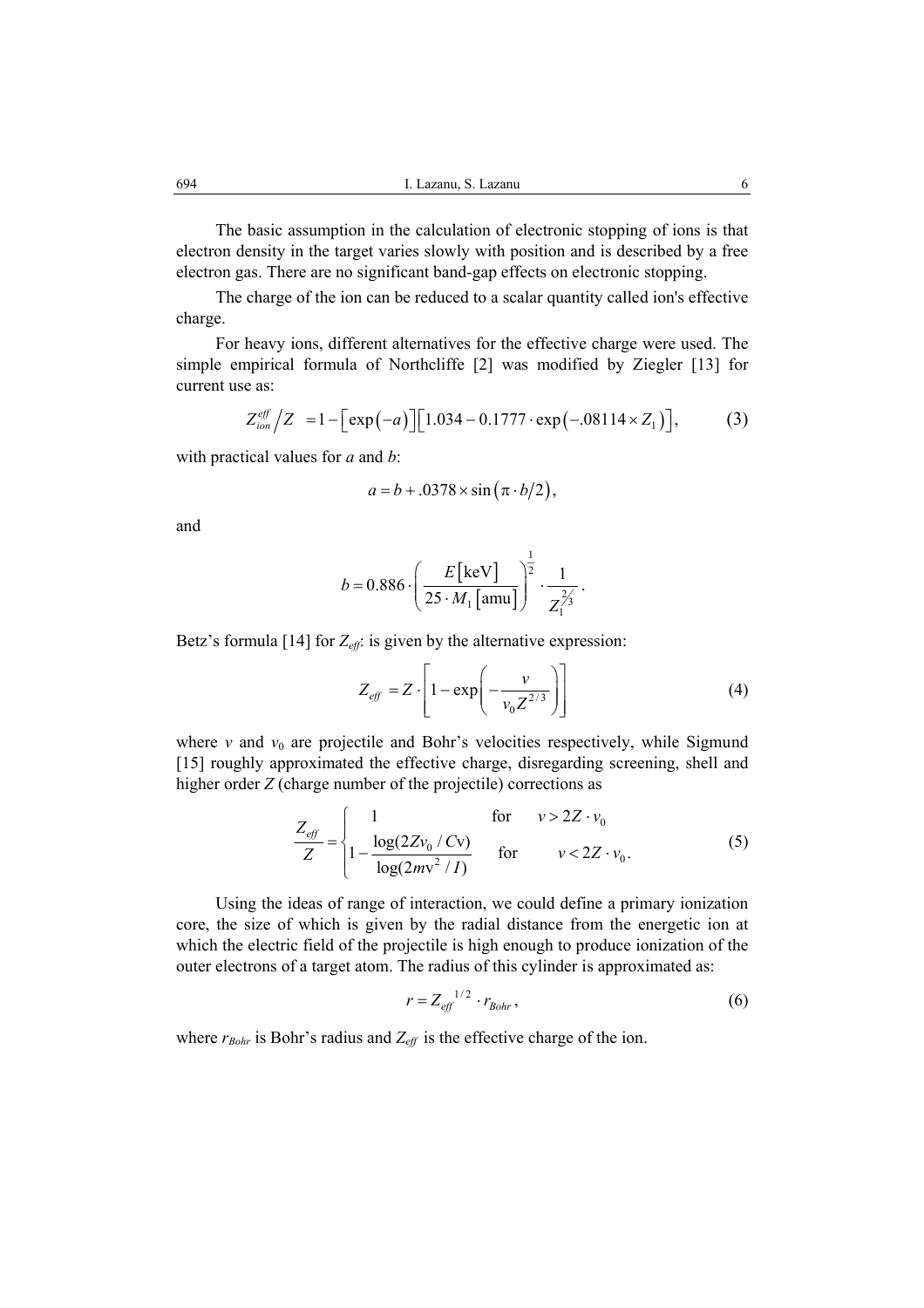The basic assumption in the calculation of electronic stopping of ions is that electron density in the target varies slowly with position and is described by a free electron gas. There are no significant band-gap effects on electronic stopping.

The charge of the ion can be reduced to a scalar quantity called ion's effective charge.

For heavy ions, different alternatives for the effective charge were used. The simple empirical formula of Northcliffe [2] was modified by Ziegler [13] for current use as:

$$Z_{ion}^{eff}/Z \;=1-\left[\exp\left(-a\right)\right]\left[1.034-0.1777\cdot\exp\left(-.08114\times Z_1\right)\right], \tag{3}$$

with practical values for *a* and *b*:

$$a=b+.0378\times\sin\left(\pi\cdot b/2\right),$$

and

$$b=0.886\cdot\left(\frac{E\left[\text{keV}\right]}{25\cdot M_1\left[\text{amu}\right]}\right)^{\frac{1}{2}}\cdot\frac{1}{Z_1^{2/3}}.$$

Betz's formula [14] for $Z_{eff}$: is given by the alternative expression:

$$Z_{eff}=Z\cdot\left[1-\exp\left(-\frac{v}{v_0 Z^{2/3}}\right)\right] \tag{4}$$

where $v$ and $v_0$ are projectile and Bohr's velocities respectively, while Sigmund [15] roughly approximated the effective charge, disregarding screening, shell and higher order $Z$ (charge number of the projectile) corrections as

$$\frac{Z_{eff}}{Z}=\begin{cases}1 & \text{for} \quad v>2Z\cdot v_0\\ 1-\dfrac{\log(2Zv_0/C\text{v})}{\log(2m\text{v}^2/I)} & \text{for} \quad v<2Z\cdot v_0.\end{cases} \tag{5}$$

Using the ideas of range of interaction, we could define a primary ionization core, the size of which is given by the radial distance from the energetic ion at which the electric field of the projectile is high enough to produce ionization of the outer electrons of a target atom. The radius of this cylinder is approximated as:

$$r=Z_{eff}^{\;1/2}\cdot r_{Bohr}, \tag{6}$$

where $r_{Bohr}$ is Bohr's radius and $Z_{eff}$ is the effective charge of the ion.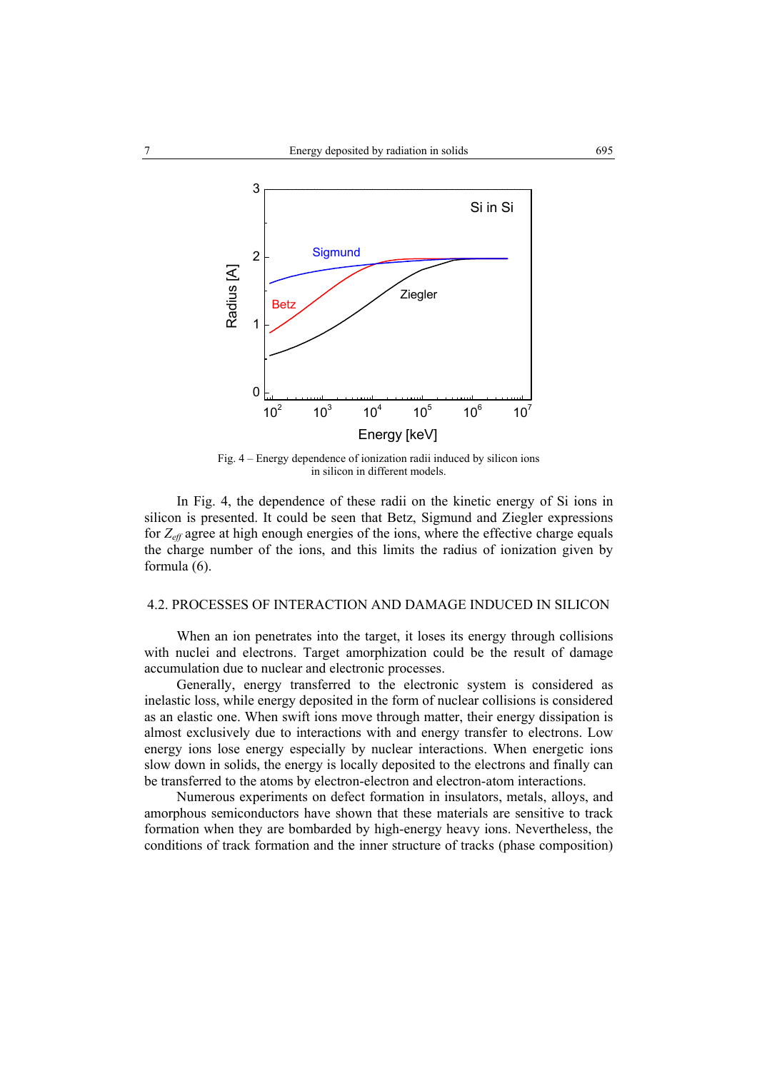Fig. 4 – Energy dependence of ionization radii induced by silicon ions in silicon in different models.

In Fig. 4, the dependence of these radii on the kinetic energy of Si ions in silicon is presented. It could be seen that Betz, Sigmund and Ziegler expressions for $Z_{eff}$ agree at high enough energies of the ions, where the effective charge equals the charge number of the ions, and this limits the radius of ionization given by formula (6).

## 4.2. PROCESSES OF INTERACTION AND DAMAGE INDUCED IN SILICON

When an ion penetrates into the target, it loses its energy through collisions with nuclei and electrons. Target amorphization could be the result of damage accumulation due to nuclear and electronic processes.

Generally, energy transferred to the electronic system is considered as inelastic loss, while energy deposited in the form of nuclear collisions is considered as an elastic one. When swift ions move through matter, their energy dissipation is almost exclusively due to interactions with and energy transfer to electrons. Low energy ions lose energy especially by nuclear interactions. When energetic ions slow down in solids, the energy is locally deposited to the electrons and finally can be transferred to the atoms by electron-electron and electron-atom interactions.

Numerous experiments on defect formation in insulators, metals, alloys, and amorphous semiconductors have shown that these materials are sensitive to track formation when they are bombarded by high-energy heavy ions. Nevertheless, the conditions of track formation and the inner structure of tracks (phase composition)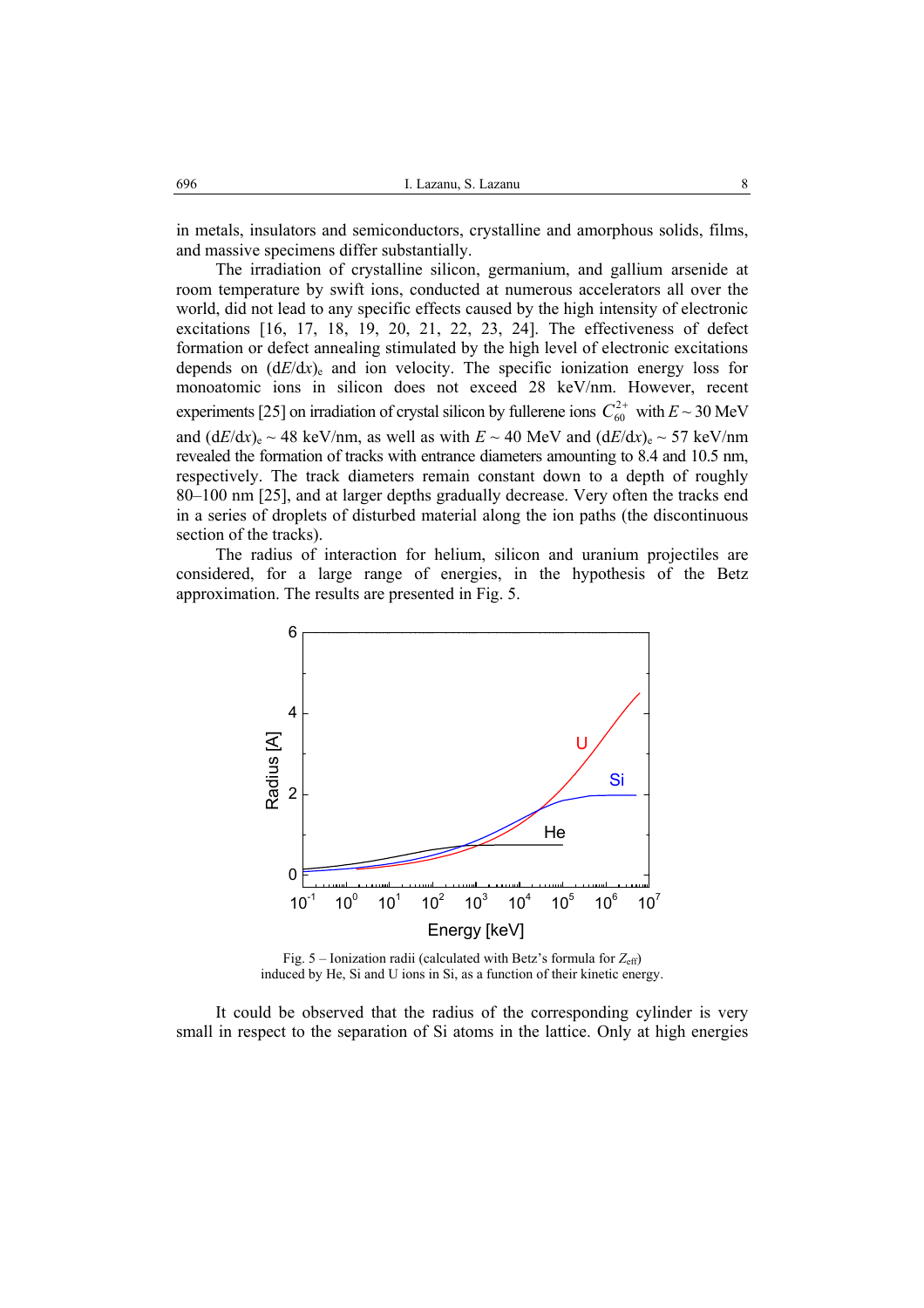in metals, insulators and semiconductors, crystalline and amorphous solids, films, and massive specimens differ substantially.

The irradiation of crystalline silicon, germanium, and gallium arsenide at room temperature by swift ions, conducted at numerous accelerators all over the world, did not lead to any specific effects caused by the high intensity of electronic excitations [16, 17, 18, 19, 20, 21, 22, 23, 24]. The effectiveness of defect formation or defect annealing stimulated by the high level of electronic excitations depends on $(dE/dx)_e$ and ion velocity. The specific ionization energy loss for monoatomic ions in silicon does not exceed 28 keV/nm. However, recent experiments [25] on irradiation of crystal silicon by fullerene ions $C_{60}^{2+}$ with $E \sim 30$ MeV and $(dE/dx)_e \sim 48$ keV/nm, as well as with $E \sim 40$ MeV and $(dE/dx)_e \sim 57$ keV/nm revealed the formation of tracks with entrance diameters amounting to 8.4 and 10.5 nm, respectively. The track diameters remain constant down to a depth of roughly 80–100 nm [25], and at larger depths gradually decrease. Very often the tracks end in a series of droplets of disturbed material along the ion paths (the discontinuous section of the tracks).

The radius of interaction for helium, silicon and uranium projectiles are considered, for a large range of energies, in the hypothesis of the Betz approximation. The results are presented in Fig. 5.

Fig. 5 – Ionization radii (calculated with Betz's formula for $Z_{eff}$) induced by He, Si and U ions in Si, as a function of their kinetic energy.

It could be observed that the radius of the corresponding cylinder is very small in respect to the separation of Si atoms in the lattice. Only at high energies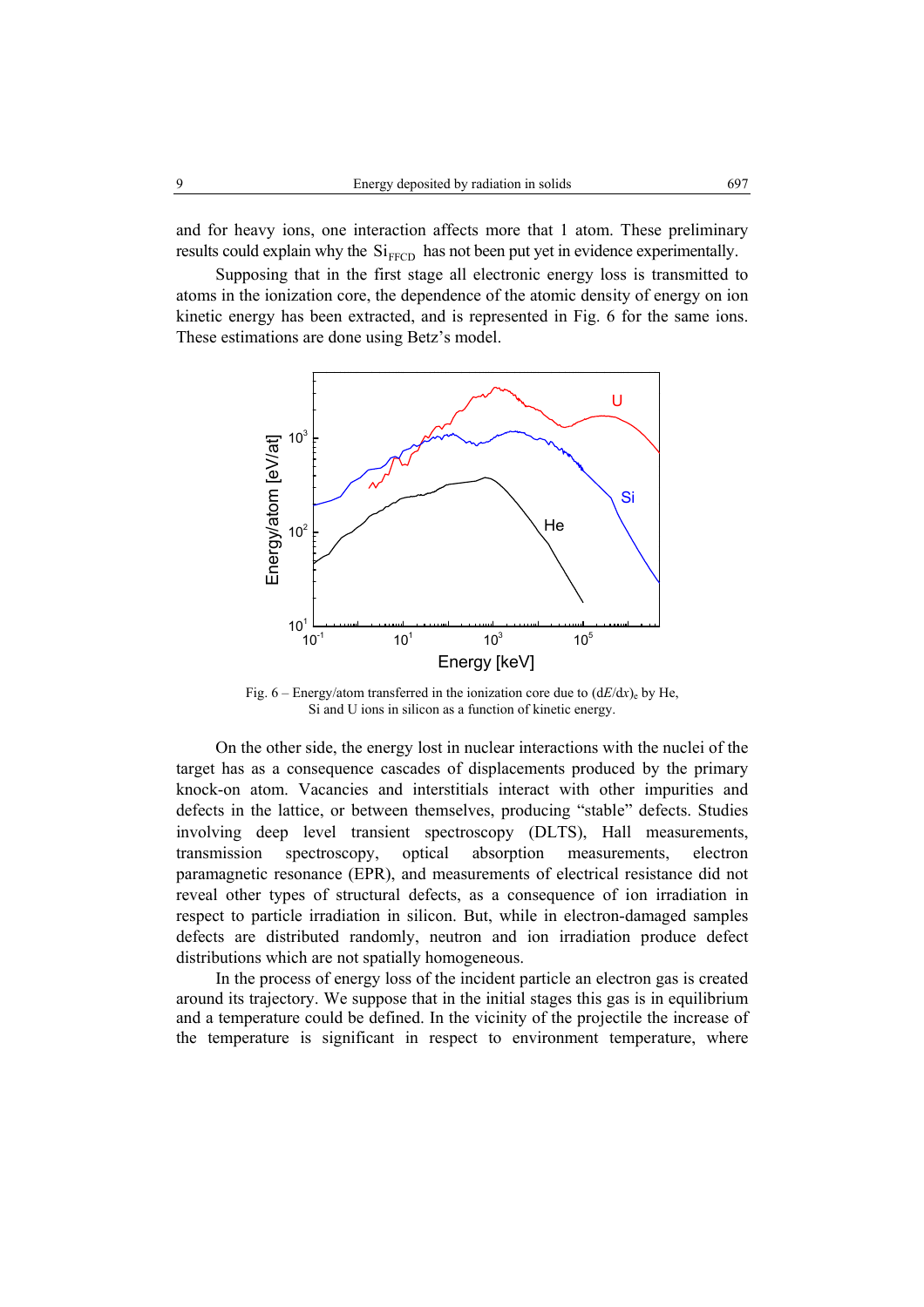and for heavy ions, one interaction affects more that 1 atom. These preliminary results could explain why the $Si_{FFCD}$ has not been put yet in evidence experimentally.

Supposing that in the first stage all electronic energy loss is transmitted to atoms in the ionization core, the dependence of the atomic density of energy on ion kinetic energy has been extracted, and is represented in Fig. 6 for the same ions. These estimations are done using Betz's model.

Fig. 6 – Energy/atom transferred in the ionization core due to $(dE/dx)_e$ by He, Si and U ions in silicon as a function of kinetic energy.

On the other side, the energy lost in nuclear interactions with the nuclei of the target has as a consequence cascades of displacements produced by the primary knock-on atom. Vacancies and interstitials interact with other impurities and defects in the lattice, or between themselves, producing "stable" defects. Studies involving deep level transient spectroscopy (DLTS), Hall measurements, transmission spectroscopy, optical absorption measurements, electron paramagnetic resonance (EPR), and measurements of electrical resistance did not reveal other types of structural defects, as a consequence of ion irradiation in respect to particle irradiation in silicon. But, while in electron-damaged samples defects are distributed randomly, neutron and ion irradiation produce defect distributions which are not spatially homogeneous.

In the process of energy loss of the incident particle an electron gas is created around its trajectory. We suppose that in the initial stages this gas is in equilibrium and a temperature could be defined. In the vicinity of the projectile the increase of the temperature is significant in respect to environment temperature, where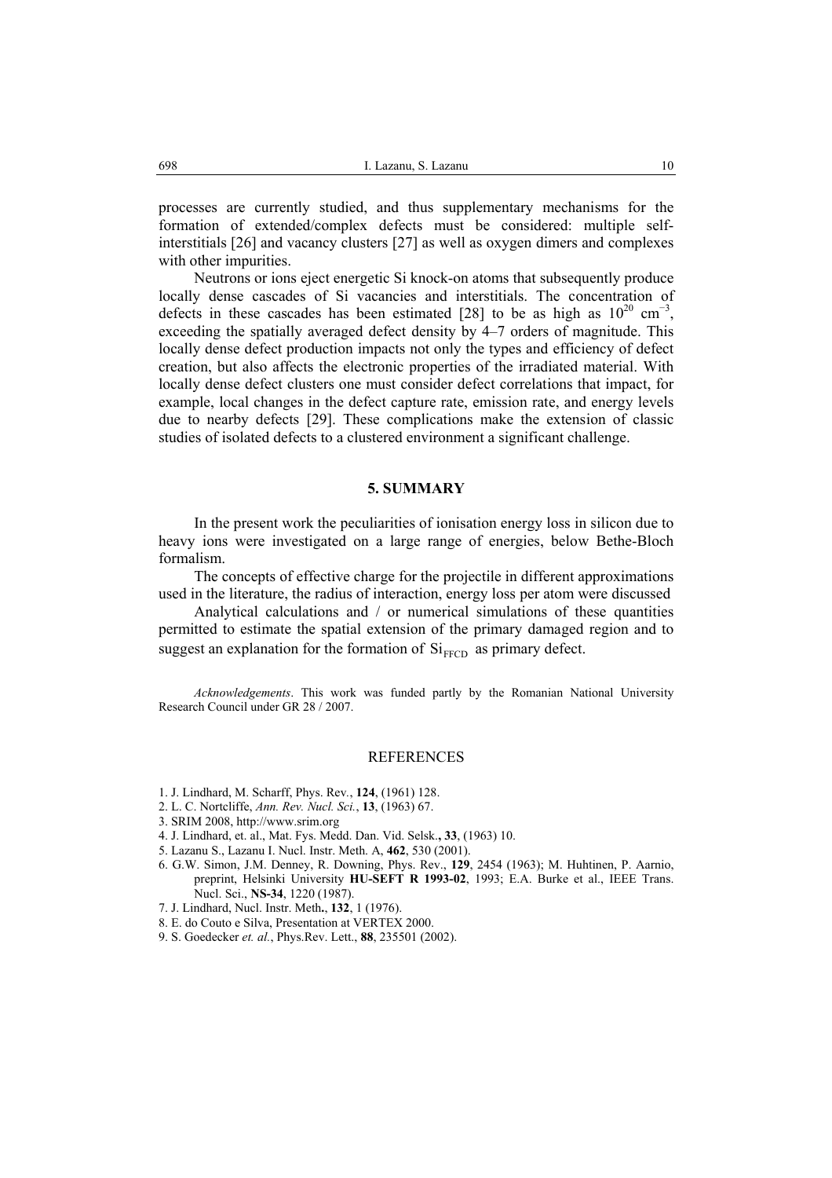processes are currently studied, and thus supplementary mechanisms for the formation of extended/complex defects must be considered: multiple self-interstitials [26] and vacancy clusters [27] as well as oxygen dimers and complexes with other impurities.

Neutrons or ions eject energetic Si knock-on atoms that subsequently produce locally dense cascades of Si vacancies and interstitials. The concentration of defects in these cascades has been estimated [28] to be as high as $10^{20}$ cm$^{-3}$, exceeding the spatially averaged defect density by 4–7 orders of magnitude. This locally dense defect production impacts not only the types and efficiency of defect creation, but also affects the electronic properties of the irradiated material. With locally dense defect clusters one must consider defect correlations that impact, for example, local changes in the defect capture rate, emission rate, and energy levels due to nearby defects [29]. These complications make the extension of classic studies of isolated defects to a clustered environment a significant challenge.

## 5. SUMMARY

In the present work the peculiarities of ionisation energy loss in silicon due to heavy ions were investigated on a large range of energies, below Bethe-Bloch formalism.

The concepts of effective charge for the projectile in different approximations used in the literature, the radius of interaction, energy loss per atom were discussed

Analytical calculations and / or numerical simulations of these quantities permitted to estimate the spatial extension of the primary damaged region and to suggest an explanation for the formation of $Si_{FFCD}$ as primary defect.

*Acknowledgements*. This work was funded partly by the Romanian National University Research Council under GR 28 / 2007.

## REFERENCES

1. J. Lindhard, M. Scharff, Phys. Rev., **124**, (1961) 128.
2. L. C. Nortcliffe, *Ann. Rev. Nucl. Sci.*, **13**, (1963) 67.
3. SRIM 2008, http://www.srim.org
4. J. Lindhard, et. al., Mat. Fys. Medd. Dan. Vid. Selsk.**, 33**, (1963) 10.
5. Lazanu S., Lazanu I. Nucl. Instr. Meth. A, **462**, 530 (2001).
6. G.W. Simon, J.M. Denney, R. Downing, Phys. Rev., **129**, 2454 (1963); M. Huhtinen, P. Aarnio, preprint, Helsinki University **HU-SEFT R 1993-02**, 1993; E.A. Burke et al., IEEE Trans. Nucl. Sci., **NS-34**, 1220 (1987).
7. J. Lindhard, Nucl. Instr. Meth**.**, **132**, 1 (1976).
8. E. do Couto e Silva, Presentation at VERTEX 2000.
9. S. Goedecker *et. al.*, Phys.Rev. Lett., **88**, 235501 (2002).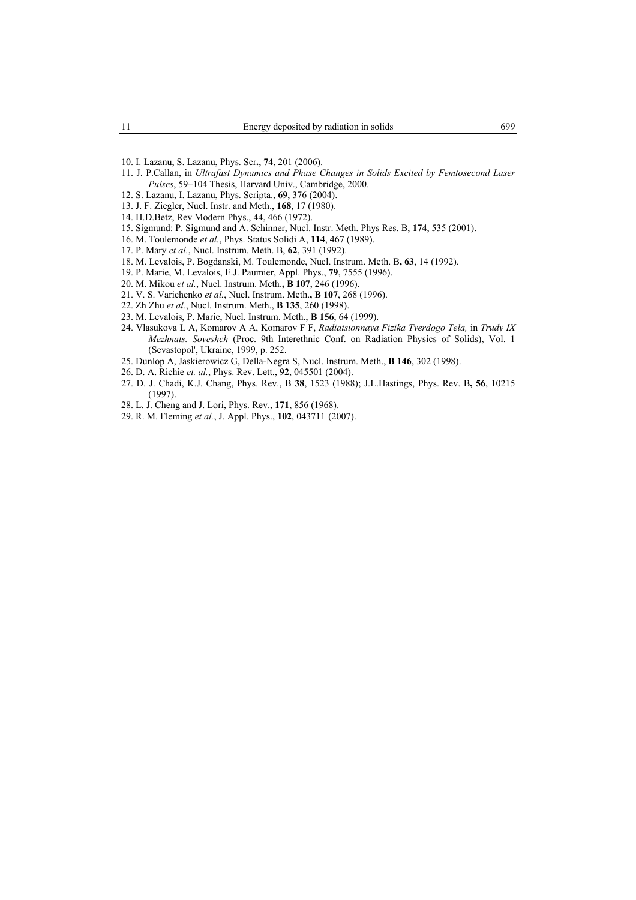10. I. Lazanu, S. Lazanu, Phys. Scr., **74**, 201 (2006).
11. J. P.Callan, in *Ultrafast Dynamics and Phase Changes in Solids Excited by Femtosecond Laser Pulses*, 59–104 Thesis, Harvard Univ., Cambridge, 2000.
12. S. Lazanu, I. Lazanu, Phys. Scripta., **69**, 376 (2004).
13. J. F. Ziegler, Nucl. Instr. and Meth., **168**, 17 (1980).
14. H.D.Betz, Rev Modern Phys., **44**, 466 (1972).
15. Sigmund: P. Sigmund and A. Schinner, Nucl. Instr. Meth. Phys Res. B, **174**, 535 (2001).
16. M. Toulemonde *et al.*, Phys. Status Solidi A, **114**, 467 (1989).
17. P. Mary *et al.*, Nucl. Instrum. Meth. B, **62**, 391 (1992).
18. M. Levalois, P. Bogdanski, M. Toulemonde, Nucl. Instrum. Meth. B**, 63**, 14 (1992).
19. P. Marie, M. Levalois, E.J. Paumier, Appl. Phys., **79**, 7555 (1996).
20. M. Mikou *et al.*, Nucl. Instrum. Meth.**, B 107**, 246 (1996).
21. V. S. Varichenko *et al.*, Nucl. Instrum. Meth.**, B 107**, 268 (1996).
22. Zh Zhu *et al.*, Nucl. Instrum. Meth., **B 135**, 260 (1998).
23. M. Levalois, P. Marie, Nucl. Instrum. Meth., **B 156**, 64 (1999).
24. Vlasukova L A, Komarov A A, Komarov F F, *Radiatsionnaya Fizika Tverdogo Tela,* in *Trudy IX Mezhnats. Soveshch* (Proc. 9th Interethnic Conf. on Radiation Physics of Solids), Vol. 1 (Sevastopol', Ukraine, 1999, p. 252.
25. Dunlop A, Jaskierowicz G, Della-Negra S, Nucl. Instrum. Meth., **B 146**, 302 (1998).
26. D. A. Richie *et. al.*, Phys. Rev. Lett., **92**, 045501 (2004).
27. D. J. Chadi, K.J. Chang, Phys. Rev., B **38**, 1523 (1988); J.L.Hastings, Phys. Rev. B**, 56**, 10215 (1997).
28. L. J. Cheng and J. Lori, Phys. Rev., **171**, 856 (1968).
29. R. M. Fleming *et al.*, J. Appl. Phys., **102**, 043711 (2007).